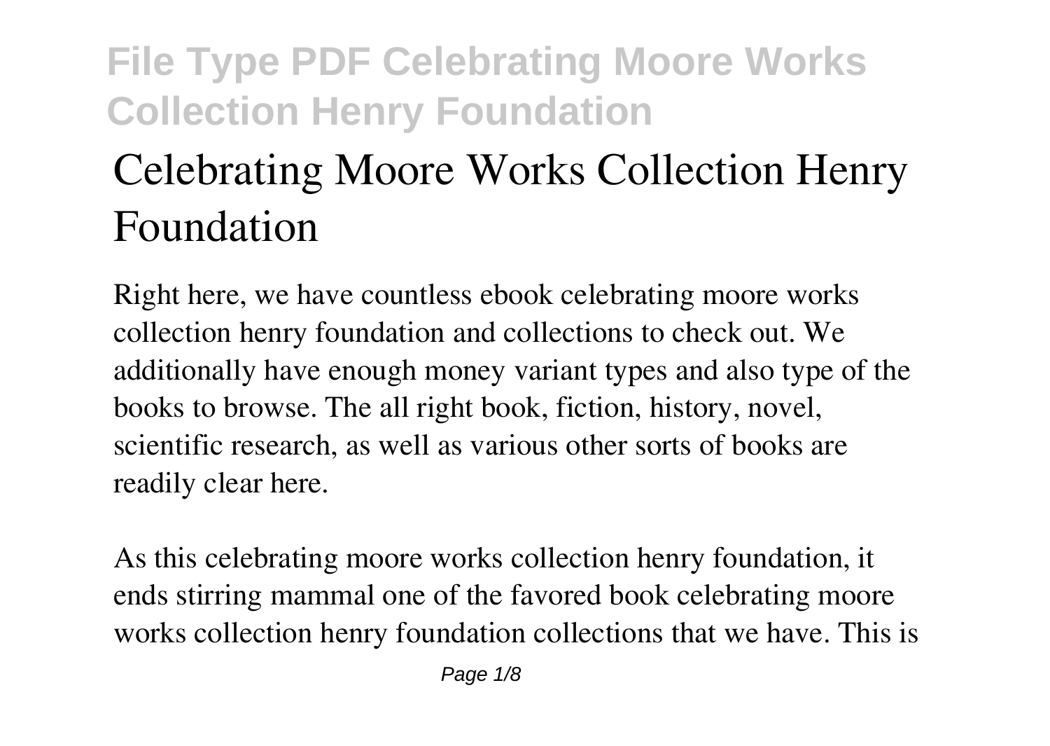# File Type PDF Celebrating Moore Works Collection Henry Foundation

# Celebrating Moore Works Collection Henry Foundation

Right here, we have countless ebook celebrating moore works collection henry foundation and collections to check out. We additionally have enough money variant types and also type of the books to browse. The all right book, fiction, history, novel, scientific research, as well as various other sorts of books are readily clear here.

As this celebrating moore works collection henry foundation, it ends stirring mammal one of the favored book celebrating moore works collection henry foundation collections that we have. This is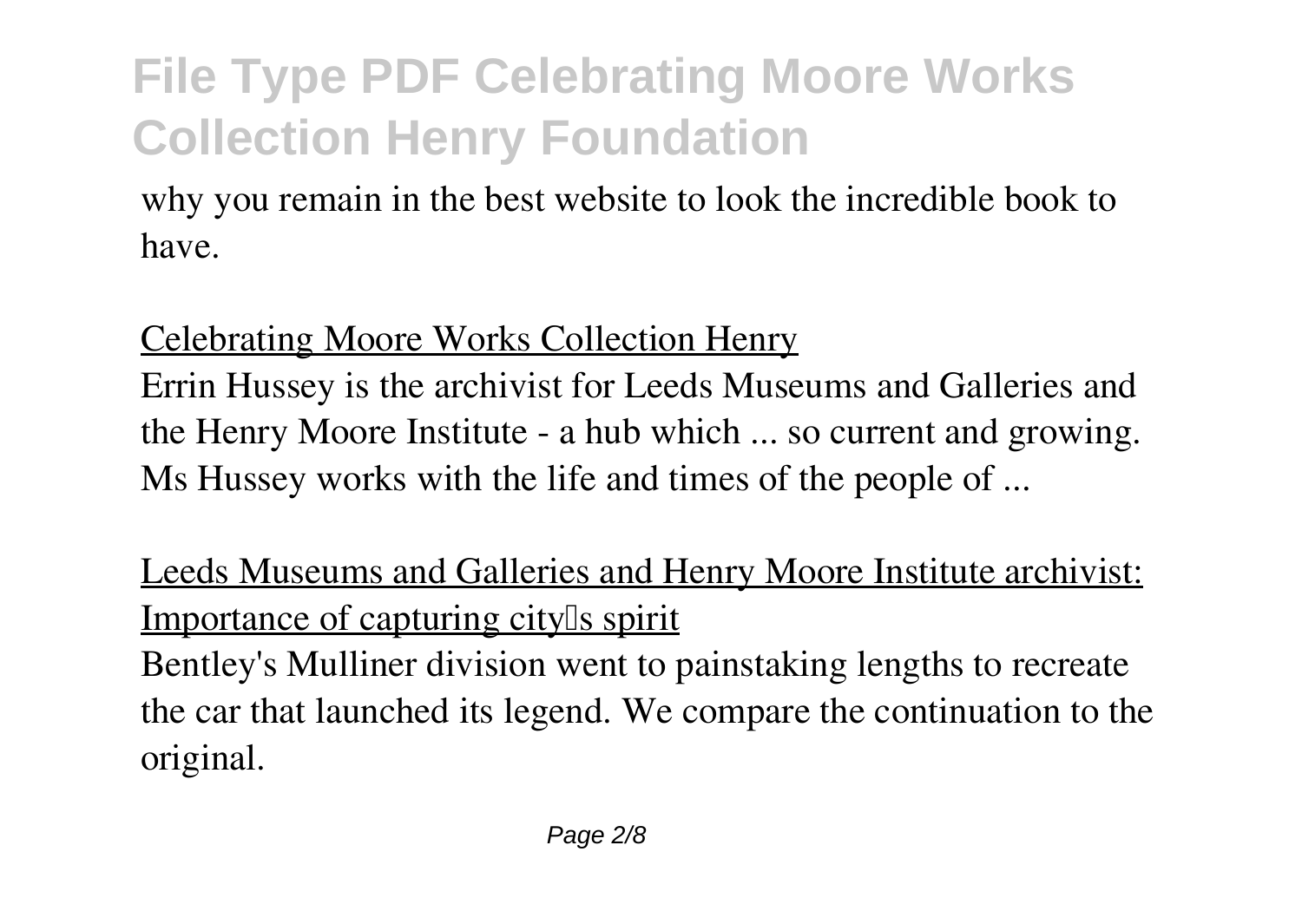why you remain in the best website to look the incredible book to have.

## Celebrating Moore Works Collection Henry

Errin Hussey is the archivist for Leeds Museums and Galleries and the Henry Moore Institute - a hub which ... so current and growing. Ms Hussey works with the life and times of the people of ...

## Leeds Museums and Galleries and Henry Moore Institute archivist: Importance of capturing city's spirit

Bentley's Mulliner division went to painstaking lengths to recreate the car that launched its legend. We compare the continuation to the original.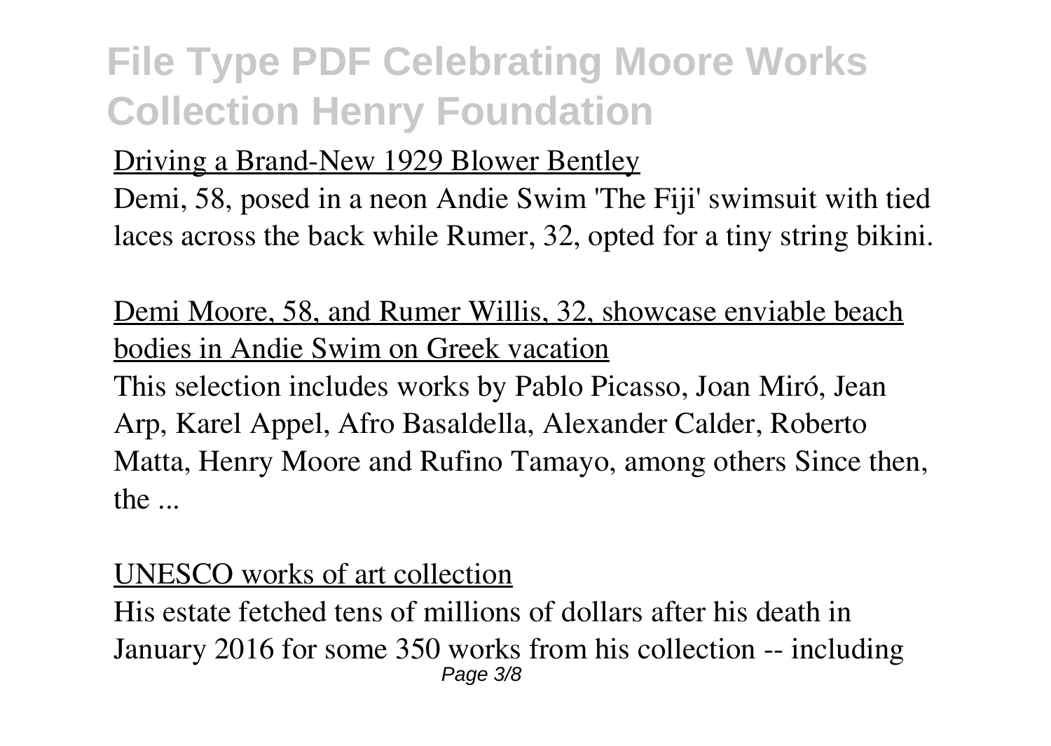## Driving a Brand-New 1929 Blower Bentley

Demi, 58, posed in a neon Andie Swim 'The Fiji' swimsuit with tied laces across the back while Rumer, 32, opted for a tiny string bikini.

## Demi Moore, 58, and Rumer Willis, 32, showcase enviable beach bodies in Andie Swim on Greek vacation

This selection includes works by Pablo Picasso, Joan Miró, Jean Arp, Karel Appel, Afro Basaldella, Alexander Calder, Roberto Matta, Henry Moore and Rufino Tamayo, among others Since then, the ...

## UNESCO works of art collection

His estate fetched tens of millions of dollars after his death in January 2016 for some 350 works from his collection -- including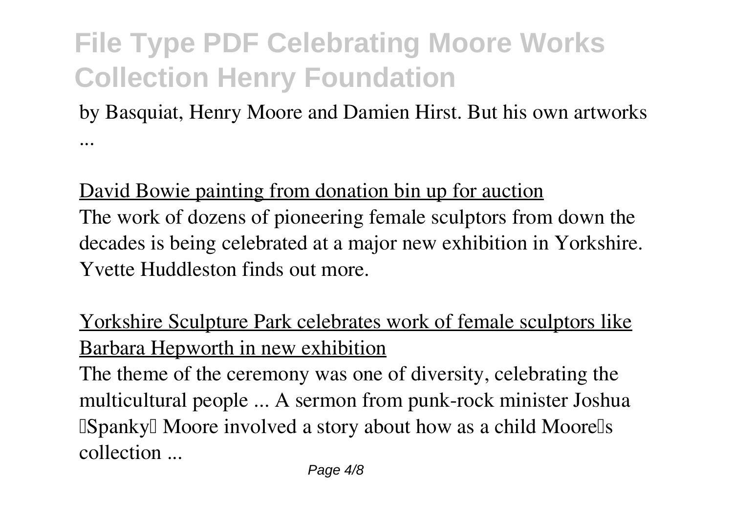by Basquiat, Henry Moore and Damien Hirst. But his own artworks ...

David Bowie painting from donation bin up for auction

The work of dozens of pioneering female sculptors from down the decades is being celebrated at a major new exhibition in Yorkshire. Yvette Huddleston finds out more.

Yorkshire Sculpture Park celebrates work of female sculptors like Barbara Hepworth in new exhibition

The theme of the ceremony was one of diversity, celebrating the multicultural people ... A sermon from punk-rock minister Joshua 'Spanky' Moore involved a story about how as a child Moore's collection ...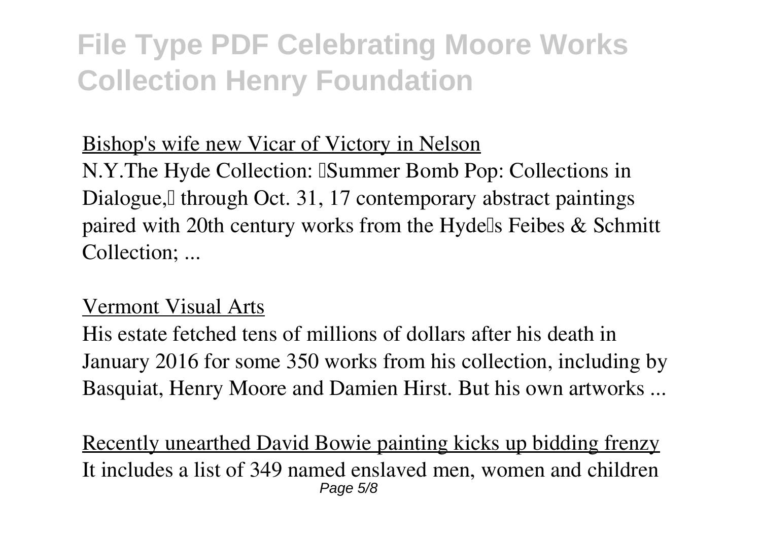Bishop's wife new Vicar of Victory in Nelson

N.Y.The Hyde Collection: "Summer Bomb Pop: Collections in Dialogue," through Oct. 31, 17 contemporary abstract paintings paired with 20th century works from the Hyde's Feibes & Schmitt Collection; ...

Vermont Visual Arts

His estate fetched tens of millions of dollars after his death in January 2016 for some 350 works from his collection, including by Basquiat, Henry Moore and Damien Hirst. But his own artworks ...

Recently unearthed David Bowie painting kicks up bidding frenzy

It includes a list of 349 named enslaved men, women and children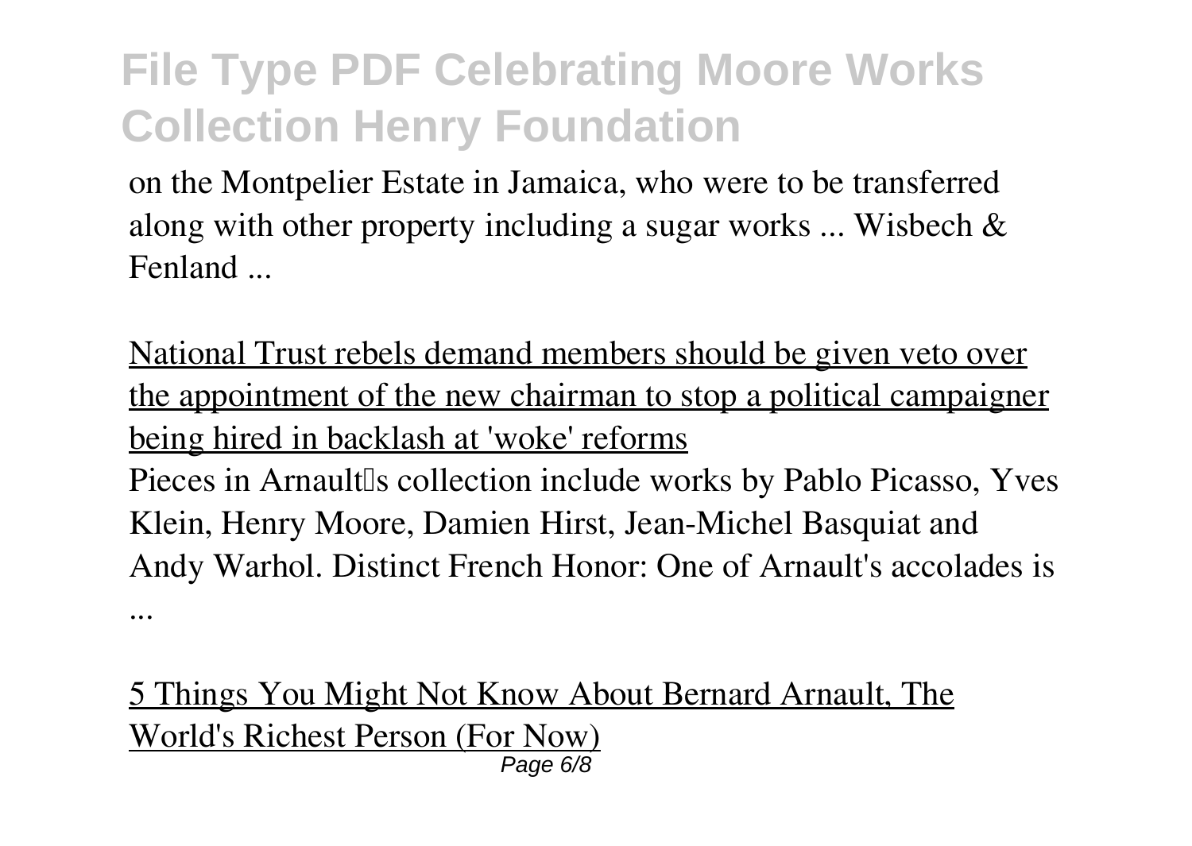on the Montpelier Estate in Jamaica, who were to be transferred along with other property including a sugar works ... Wisbech & Fenland ...

National Trust rebels demand members should be given veto over the appointment of the new chairman to stop a political campaigner being hired in backlash at 'woke' reforms

Pieces in Arnault's collection include works by Pablo Picasso, Yves Klein, Henry Moore, Damien Hirst, Jean-Michel Basquiat and Andy Warhol. Distinct French Honor: One of Arnault's accolades is ...

5 Things You Might Not Know About Bernard Arnault, The World's Richest Person (For Now)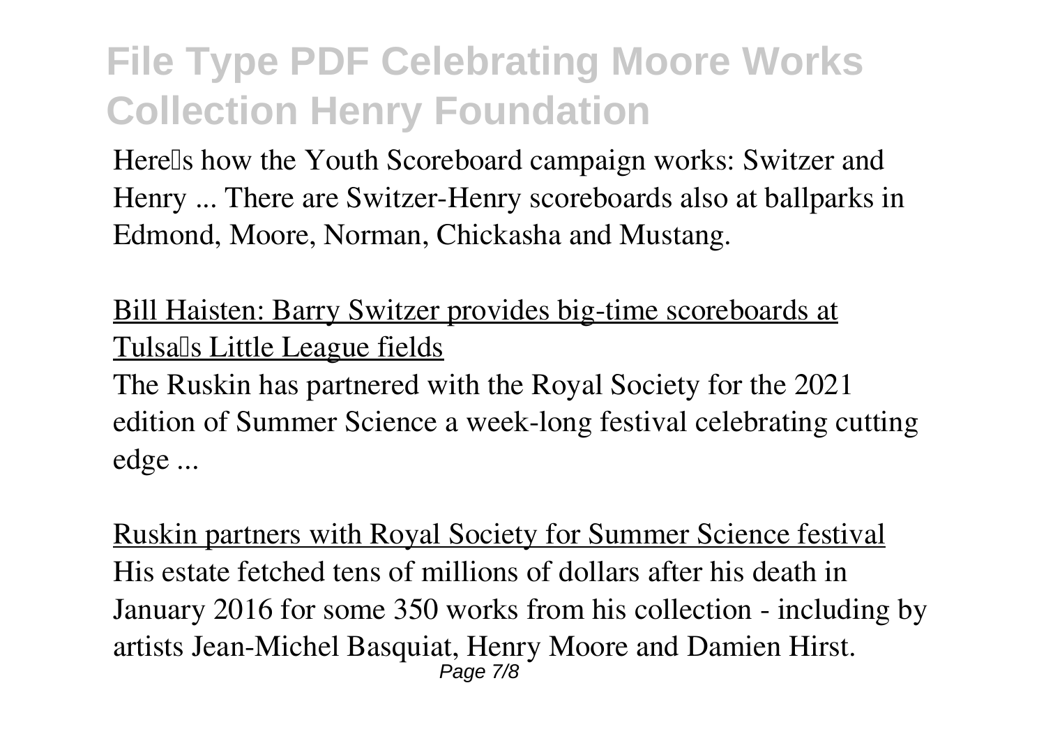Here's how the Youth Scoreboard campaign works: Switzer and Henry ... There are Switzer-Henry scoreboards also at ballparks in Edmond, Moore, Norman, Chickasha and Mustang.

Bill Haisten: Barry Switzer provides big-time scoreboards at Tulsa's Little League fields

The Ruskin has partnered with the Royal Society for the 2021 edition of Summer Science a week-long festival celebrating cutting edge ...

Ruskin partners with Royal Society for Summer Science festival

His estate fetched tens of millions of dollars after his death in January 2016 for some 350 works from his collection - including by artists Jean-Michel Basquiat, Henry Moore and Damien Hirst.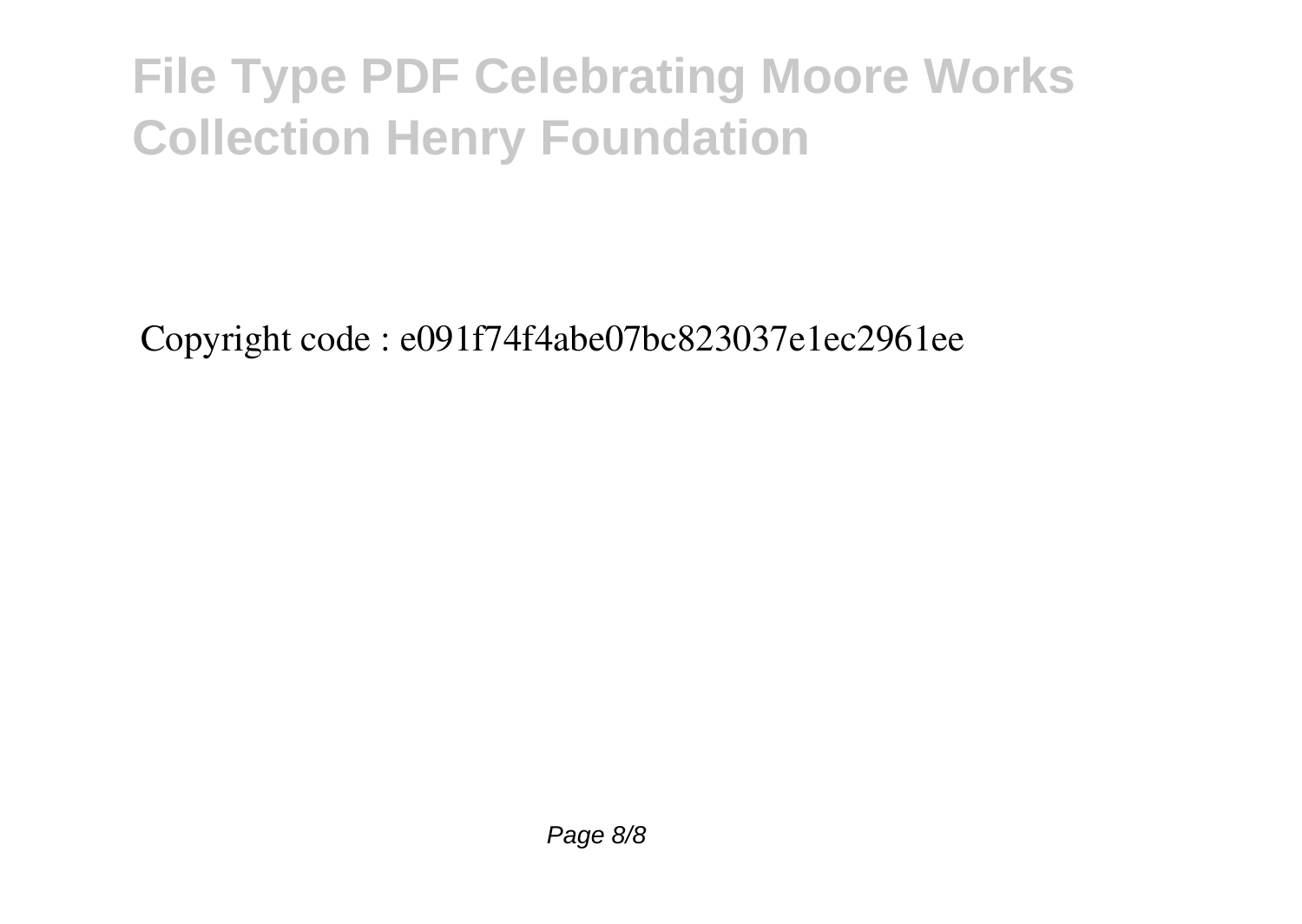Copyright code : e091f74f4abe07bc823037e1ec2961ee